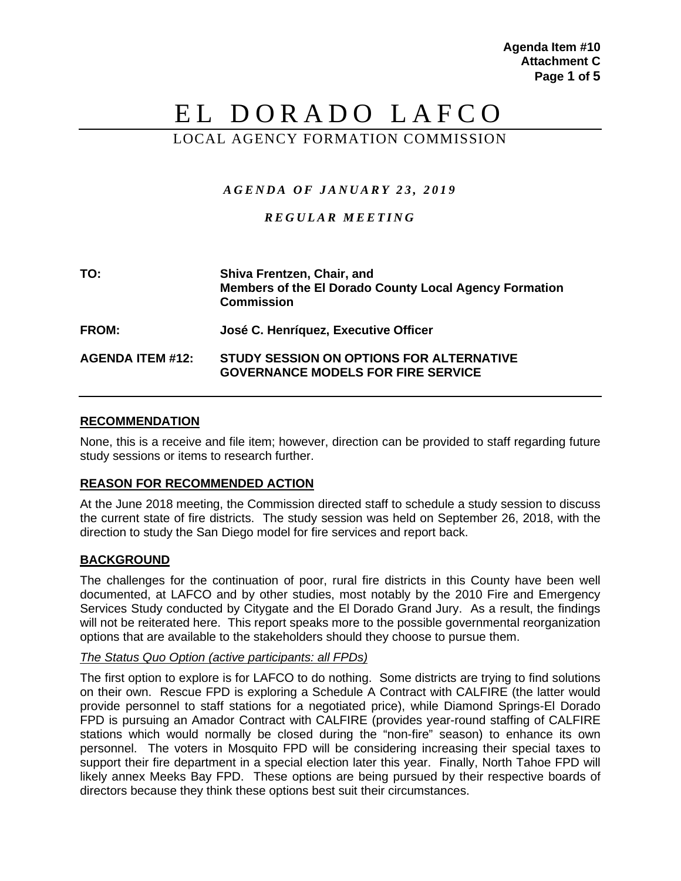# EL DORADO LAFCO

LOCAL AGENCY FORMATION COMMISSION

***AGENDA OF JANUARY 23, 2019***

***REGULAR MEETING***

**TO:** **Shiva Frentzen, Chair, and Members of the El Dorado County Local Agency Formation Commission**

**FROM:** **José C. Henríquez, Executive Officer**

**AGENDA ITEM #12:** **STUDY SESSION ON OPTIONS FOR ALTERNATIVE GOVERNANCE MODELS FOR FIRE SERVICE**

## RECOMMENDATION

None, this is a receive and file item; however, direction can be provided to staff regarding future study sessions or items to research further.

## REASON FOR RECOMMENDED ACTION

At the June 2018 meeting, the Commission directed staff to schedule a study session to discuss the current state of fire districts. The study session was held on September 26, 2018, with the direction to study the San Diego model for fire services and report back.

## BACKGROUND

The challenges for the continuation of poor, rural fire districts in this County have been well documented, at LAFCO and by other studies, most notably by the 2010 Fire and Emergency Services Study conducted by Citygate and the El Dorado Grand Jury. As a result, the findings will not be reiterated here. This report speaks more to the possible governmental reorganization options that are available to the stakeholders should they choose to pursue them.

*The Status Quo Option (active participants: all FPDs)*

The first option to explore is for LAFCO to do nothing. Some districts are trying to find solutions on their own. Rescue FPD is exploring a Schedule A Contract with CALFIRE (the latter would provide personnel to staff stations for a negotiated price), while Diamond Springs-El Dorado FPD is pursuing an Amador Contract with CALFIRE (provides year-round staffing of CALFIRE stations which would normally be closed during the "non-fire" season) to enhance its own personnel. The voters in Mosquito FPD will be considering increasing their special taxes to support their fire department in a special election later this year. Finally, North Tahoe FPD will likely annex Meeks Bay FPD. These options are being pursued by their respective boards of directors because they think these options best suit their circumstances.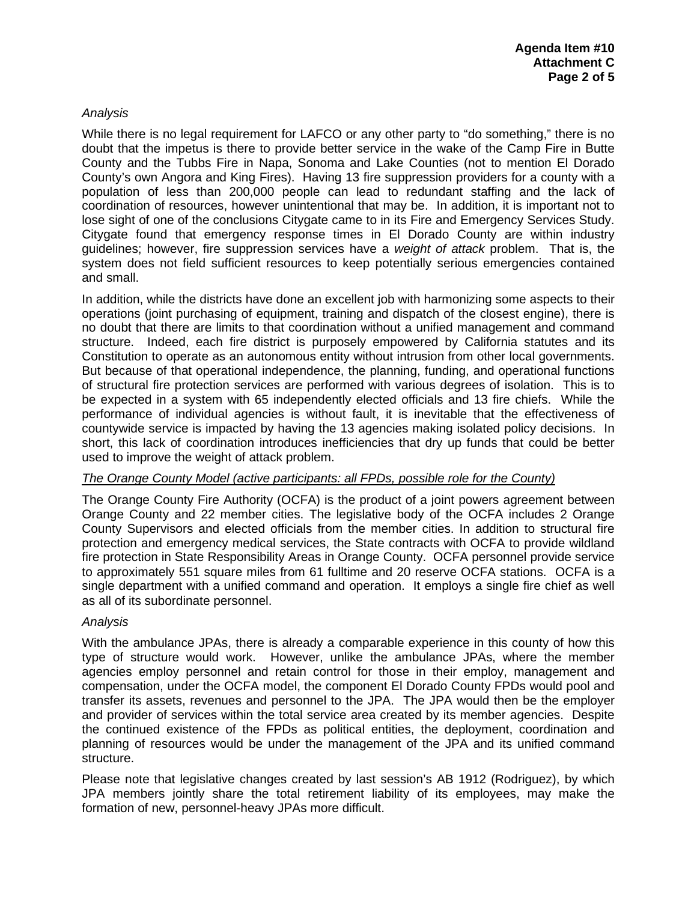*Analysis*

While there is no legal requirement for LAFCO or any other party to "do something," there is no doubt that the impetus is there to provide better service in the wake of the Camp Fire in Butte County and the Tubbs Fire in Napa, Sonoma and Lake Counties (not to mention El Dorado County's own Angora and King Fires). Having 13 fire suppression providers for a county with a population of less than 200,000 people can lead to redundant staffing and the lack of coordination of resources, however unintentional that may be. In addition, it is important not to lose sight of one of the conclusions Citygate came to in its Fire and Emergency Services Study. Citygate found that emergency response times in El Dorado County are within industry guidelines; however, fire suppression services have a *weight of attack* problem. That is, the system does not field sufficient resources to keep potentially serious emergencies contained and small.

In addition, while the districts have done an excellent job with harmonizing some aspects to their operations (joint purchasing of equipment, training and dispatch of the closest engine), there is no doubt that there are limits to that coordination without a unified management and command structure. Indeed, each fire district is purposely empowered by California statutes and its Constitution to operate as an autonomous entity without intrusion from other local governments. But because of that operational independence, the planning, funding, and operational functions of structural fire protection services are performed with various degrees of isolation. This is to be expected in a system with 65 independently elected officials and 13 fire chiefs. While the performance of individual agencies is without fault, it is inevitable that the effectiveness of countywide service is impacted by having the 13 agencies making isolated policy decisions. In short, this lack of coordination introduces inefficiencies that dry up funds that could be better used to improve the weight of attack problem.

<u>*The Orange County Model (active participants: all FPDs, possible role for the County)*</u>

The Orange County Fire Authority (OCFA) is the product of a joint powers agreement between Orange County and 22 member cities. The legislative body of the OCFA includes 2 Orange County Supervisors and elected officials from the member cities. In addition to structural fire protection and emergency medical services, the State contracts with OCFA to provide wildland fire protection in State Responsibility Areas in Orange County. OCFA personnel provide service to approximately 551 square miles from 61 fulltime and 20 reserve OCFA stations. OCFA is a single department with a unified command and operation. It employs a single fire chief as well as all of its subordinate personnel.

*Analysis*

With the ambulance JPAs, there is already a comparable experience in this county of how this type of structure would work. However, unlike the ambulance JPAs, where the member agencies employ personnel and retain control for those in their employ, management and compensation, under the OCFA model, the component El Dorado County FPDs would pool and transfer its assets, revenues and personnel to the JPA. The JPA would then be the employer and provider of services within the total service area created by its member agencies. Despite the continued existence of the FPDs as political entities, the deployment, coordination and planning of resources would be under the management of the JPA and its unified command structure.

Please note that legislative changes created by last session's AB 1912 (Rodriguez), by which JPA members jointly share the total retirement liability of its employees, may make the formation of new, personnel-heavy JPAs more difficult.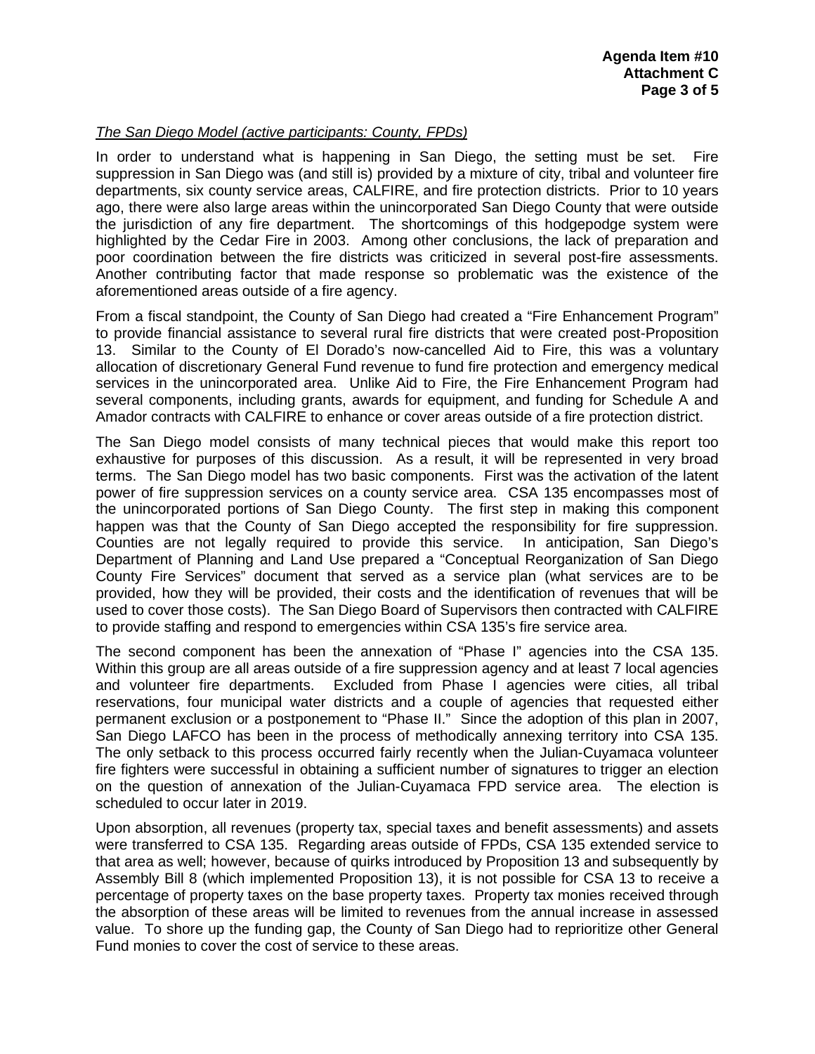*The San Diego Model (active participants: County, FPDs)*

In order to understand what is happening in San Diego, the setting must be set. Fire suppression in San Diego was (and still is) provided by a mixture of city, tribal and volunteer fire departments, six county service areas, CALFIRE, and fire protection districts. Prior to 10 years ago, there were also large areas within the unincorporated San Diego County that were outside the jurisdiction of any fire department. The shortcomings of this hodgepodge system were highlighted by the Cedar Fire in 2003. Among other conclusions, the lack of preparation and poor coordination between the fire districts was criticized in several post-fire assessments. Another contributing factor that made response so problematic was the existence of the aforementioned areas outside of a fire agency.

From a fiscal standpoint, the County of San Diego had created a "Fire Enhancement Program" to provide financial assistance to several rural fire districts that were created post-Proposition 13. Similar to the County of El Dorado's now-cancelled Aid to Fire, this was a voluntary allocation of discretionary General Fund revenue to fund fire protection and emergency medical services in the unincorporated area. Unlike Aid to Fire, the Fire Enhancement Program had several components, including grants, awards for equipment, and funding for Schedule A and Amador contracts with CALFIRE to enhance or cover areas outside of a fire protection district.

The San Diego model consists of many technical pieces that would make this report too exhaustive for purposes of this discussion. As a result, it will be represented in very broad terms. The San Diego model has two basic components. First was the activation of the latent power of fire suppression services on a county service area. CSA 135 encompasses most of the unincorporated portions of San Diego County. The first step in making this component happen was that the County of San Diego accepted the responsibility for fire suppression. Counties are not legally required to provide this service. In anticipation, San Diego's Department of Planning and Land Use prepared a "Conceptual Reorganization of San Diego County Fire Services" document that served as a service plan (what services are to be provided, how they will be provided, their costs and the identification of revenues that will be used to cover those costs). The San Diego Board of Supervisors then contracted with CALFIRE to provide staffing and respond to emergencies within CSA 135's fire service area.

The second component has been the annexation of "Phase I" agencies into the CSA 135. Within this group are all areas outside of a fire suppression agency and at least 7 local agencies and volunteer fire departments. Excluded from Phase I agencies were cities, all tribal reservations, four municipal water districts and a couple of agencies that requested either permanent exclusion or a postponement to "Phase II." Since the adoption of this plan in 2007, San Diego LAFCO has been in the process of methodically annexing territory into CSA 135. The only setback to this process occurred fairly recently when the Julian-Cuyamaca volunteer fire fighters were successful in obtaining a sufficient number of signatures to trigger an election on the question of annexation of the Julian-Cuyamaca FPD service area. The election is scheduled to occur later in 2019.

Upon absorption, all revenues (property tax, special taxes and benefit assessments) and assets were transferred to CSA 135. Regarding areas outside of FPDs, CSA 135 extended service to that area as well; however, because of quirks introduced by Proposition 13 and subsequently by Assembly Bill 8 (which implemented Proposition 13), it is not possible for CSA 13 to receive a percentage of property taxes on the base property taxes. Property tax monies received through the absorption of these areas will be limited to revenues from the annual increase in assessed value. To shore up the funding gap, the County of San Diego had to reprioritize other General Fund monies to cover the cost of service to these areas.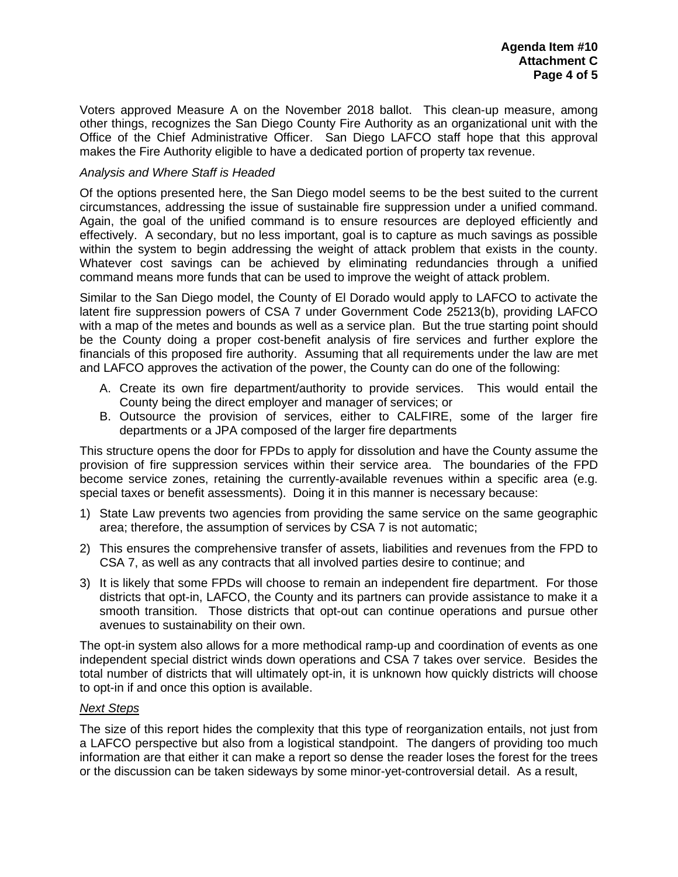Voters approved Measure A on the November 2018 ballot. This clean-up measure, among other things, recognizes the San Diego County Fire Authority as an organizational unit with the Office of the Chief Administrative Officer. San Diego LAFCO staff hope that this approval makes the Fire Authority eligible to have a dedicated portion of property tax revenue.

*Analysis and Where Staff is Headed*

Of the options presented here, the San Diego model seems to be the best suited to the current circumstances, addressing the issue of sustainable fire suppression under a unified command. Again, the goal of the unified command is to ensure resources are deployed efficiently and effectively. A secondary, but no less important, goal is to capture as much savings as possible within the system to begin addressing the weight of attack problem that exists in the county. Whatever cost savings can be achieved by eliminating redundancies through a unified command means more funds that can be used to improve the weight of attack problem.

Similar to the San Diego model, the County of El Dorado would apply to LAFCO to activate the latent fire suppression powers of CSA 7 under Government Code 25213(b), providing LAFCO with a map of the metes and bounds as well as a service plan. But the true starting point should be the County doing a proper cost-benefit analysis of fire services and further explore the financials of this proposed fire authority. Assuming that all requirements under the law are met and LAFCO approves the activation of the power, the County can do one of the following:

A. Create its own fire department/authority to provide services. This would entail the County being the direct employer and manager of services; or
B. Outsource the provision of services, either to CALFIRE, some of the larger fire departments or a JPA composed of the larger fire departments

This structure opens the door for FPDs to apply for dissolution and have the County assume the provision of fire suppression services within their service area. The boundaries of the FPD become service zones, retaining the currently-available revenues within a specific area (e.g. special taxes or benefit assessments). Doing it in this manner is necessary because:

1) State Law prevents two agencies from providing the same service on the same geographic area; therefore, the assumption of services by CSA 7 is not automatic;
2) This ensures the comprehensive transfer of assets, liabilities and revenues from the FPD to CSA 7, as well as any contracts that all involved parties desire to continue; and
3) It is likely that some FPDs will choose to remain an independent fire department. For those districts that opt-in, LAFCO, the County and its partners can provide assistance to make it a smooth transition. Those districts that opt-out can continue operations and pursue other avenues to sustainability on their own.

The opt-in system also allows for a more methodical ramp-up and coordination of events as one independent special district winds down operations and CSA 7 takes over service. Besides the total number of districts that will ultimately opt-in, it is unknown how quickly districts will choose to opt-in if and once this option is available.

*Next Steps*

The size of this report hides the complexity that this type of reorganization entails, not just from a LAFCO perspective but also from a logistical standpoint. The dangers of providing too much information are that either it can make a report so dense the reader loses the forest for the trees or the discussion can be taken sideways by some minor-yet-controversial detail. As a result,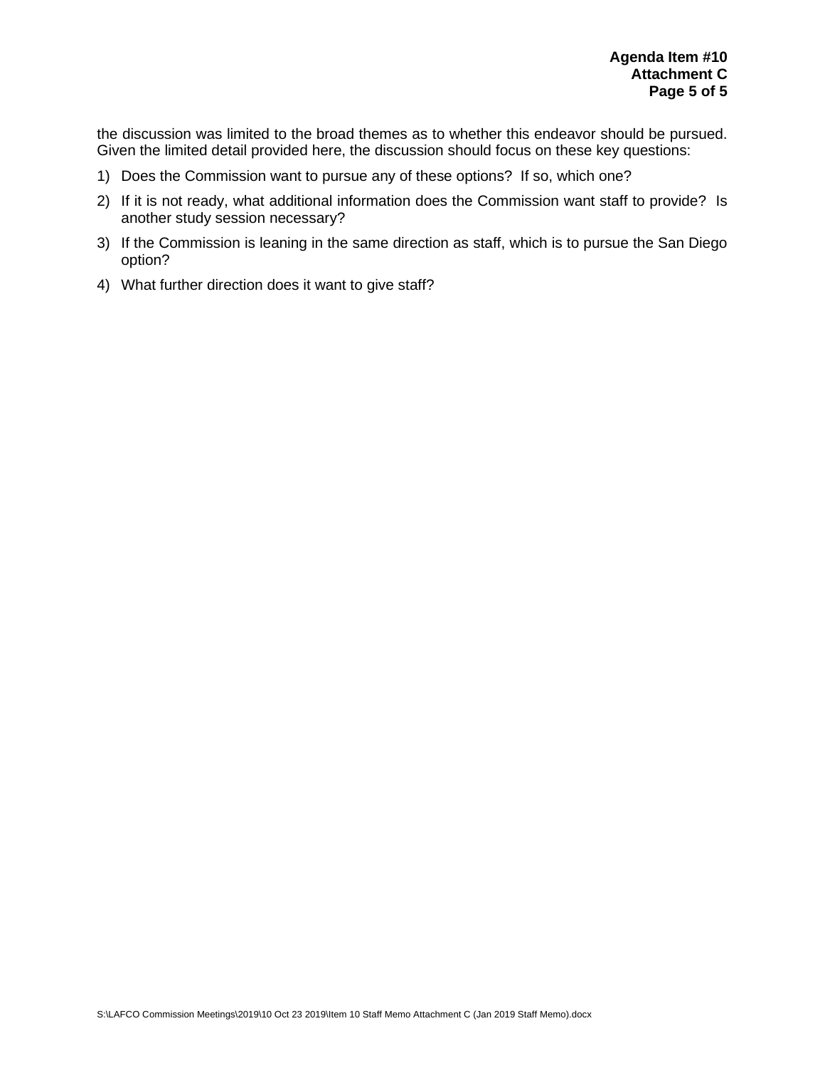the discussion was limited to the broad themes as to whether this endeavor should be pursued. Given the limited detail provided here, the discussion should focus on these key questions:

1) Does the Commission want to pursue any of these options? If so, which one?
2) If it is not ready, what additional information does the Commission want staff to provide? Is another study session necessary?
3) If the Commission is leaning in the same direction as staff, which is to pursue the San Diego option?
4) What further direction does it want to give staff?